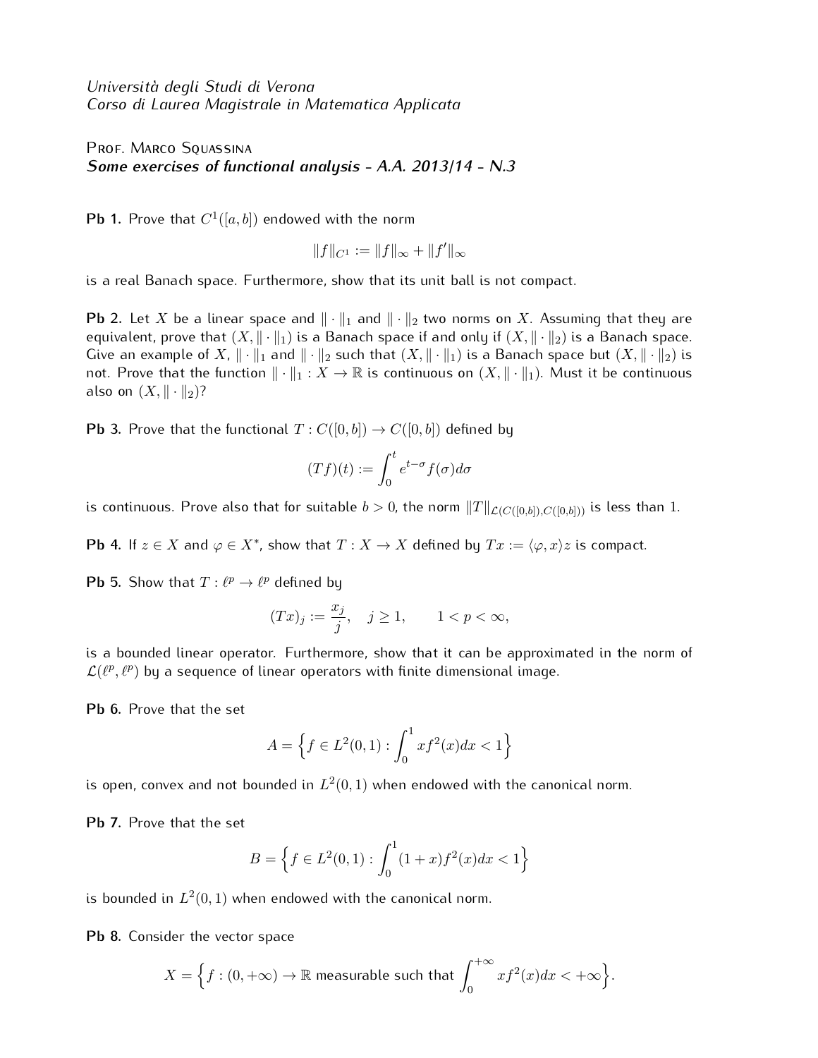*Università degli Studi di Verona*
*Corso di Laurea Magistrale in Matematica Applicata*

Prof. Marco Squassina
***Some exercises of functional analysis - A.A. 2013/14 - N.3***

**Pb 1.** Prove that $C^1([a,b])$ endowed with the norm

$$\|f\|_{C^1} := \|f\|_\infty + \|f'\|_\infty$$

is a real Banach space. Furthermore, show that its unit ball is not compact.

**Pb 2.** Let $X$ be a linear space and $\|\cdot\|_1$ and $\|\cdot\|_2$ two norms on $X$. Assuming that they are equivalent, prove that $(X, \|\cdot\|_1)$ is a Banach space if and only if $(X, \|\cdot\|_2)$ is a Banach space. Give an example of $X$, $\|\cdot\|_1$ and $\|\cdot\|_2$ such that $(X, \|\cdot\|_1)$ is a Banach space but $(X, \|\cdot\|_2)$ is not. Prove that the function $\|\cdot\|_1 : X \to \mathbb{R}$ is continuous on $(X, \|\cdot\|_1)$. Must it be continuous also on $(X, \|\cdot\|_2)$?

**Pb 3.** Prove that the functional $T : C([0,b]) \to C([0,b])$ defined by

$$(Tf)(t) := \int_0^t e^{t-\sigma} f(\sigma) d\sigma$$

is continuous. Prove also that for suitable $b > 0$, the norm $\|T\|_{\mathcal{L}(C([0,b]),C([0,b]))}$ is less than 1.

**Pb 4.** If $z \in X$ and $\varphi \in X^*$, show that $T : X \to X$ defined by $Tx := \langle \varphi, x \rangle z$ is compact.

**Pb 5.** Show that $T : \ell^p \to \ell^p$ defined by

$$(Tx)_j := \frac{x_j}{j}, \quad j \geq 1, \qquad 1 < p < \infty,$$

is a bounded linear operator. Furthermore, show that it can be approximated in the norm of $\mathcal{L}(\ell^p, \ell^p)$ by a sequence of linear operators with finite dimensional image.

**Pb 6.** Prove that the set

$$A = \Big\{ f \in L^2(0,1) : \int_0^1 x f^2(x) dx < 1 \Big\}$$

is open, convex and not bounded in $L^2(0,1)$ when endowed with the canonical norm.

**Pb 7.** Prove that the set

$$B = \Big\{ f \in L^2(0,1) : \int_0^1 (1+x) f^2(x) dx < 1 \Big\}$$

is bounded in $L^2(0,1)$ when endowed with the canonical norm.

**Pb 8.** Consider the vector space

$$X = \Big\{ f : (0, +\infty) \to \mathbb{R} \text{ measurable such that } \int_0^{+\infty} x f^2(x) dx < +\infty \Big\}.$$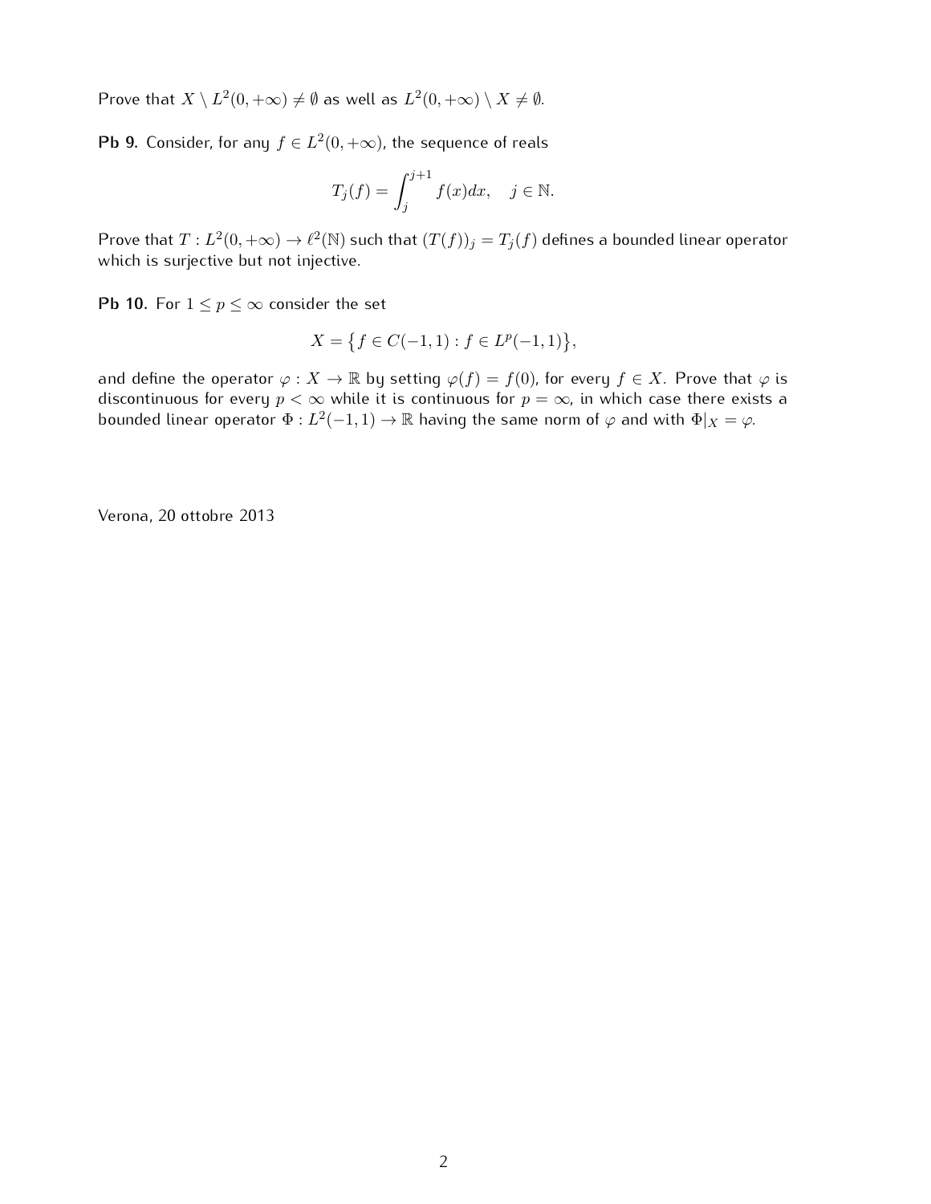Prove that $X \setminus L^2(0, +\infty) \neq \emptyset$ as well as $L^2(0, +\infty) \setminus X \neq \emptyset$.

**Pb 9.** Consider, for any $f \in L^2(0, +\infty)$, the sequence of reals

$$T_j(f) = \int_j^{j+1} f(x)dx, \quad j \in \mathbb{N}.$$

Prove that $T : L^2(0, +\infty) \to \ell^2(\mathbb{N})$ such that $(T(f))_j = T_j(f)$ defines a bounded linear operator which is surjective but not injective.

**Pb 10.** For $1 \leq p \leq \infty$ consider the set

$$X = \{ f \in C(-1, 1) : f \in L^p(-1, 1) \},$$

and define the operator $\varphi : X \to \mathbb{R}$ by setting $\varphi(f) = f(0)$, for every $f \in X$. Prove that $\varphi$ is discontinuous for every $p < \infty$ while it is continuous for $p = \infty$, in which case there exists a bounded linear operator $\Phi : L^2(-1, 1) \to \mathbb{R}$ having the same norm of $\varphi$ and with $\Phi|_X = \varphi$.

Verona, 20 ottobre 2013